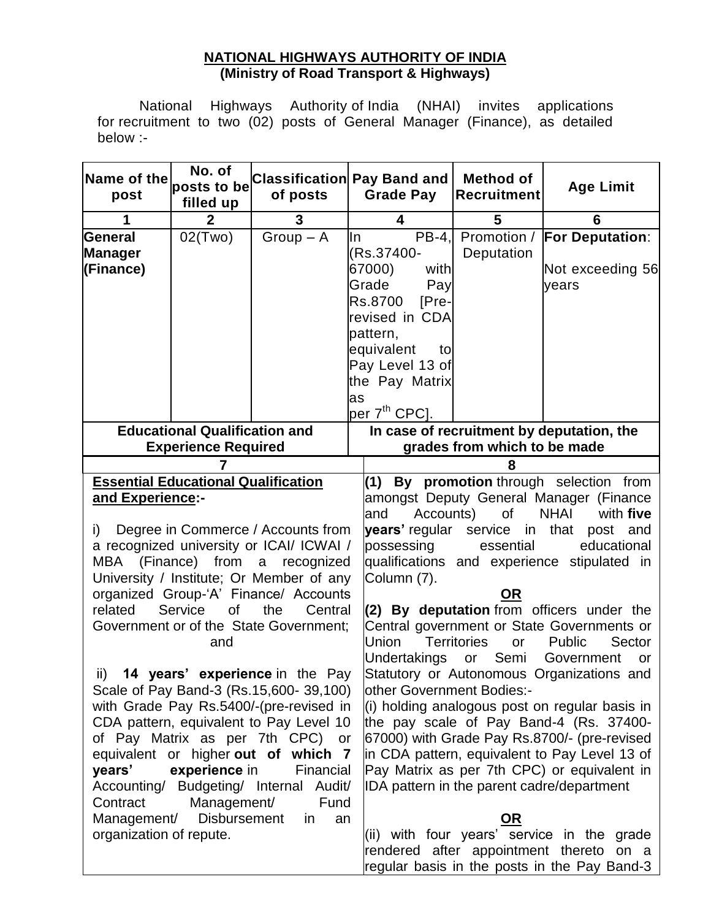**NATIONAL HIGHWAYS AUTHORITY OF INDIA**
**(Ministry of Road Transport & Highways)**

National Highways Authority of India (NHAI) invites applications for recruitment to two (02) posts of General Manager (Finance), as detailed below :-

| Name of the post | No. of posts to be filled up | Classification of posts | Pay Band and Grade Pay | Method of Recruitment | Age Limit |
|---|---|---|---|---|---|
| 1 | 2 | 3 | 4 | 5 | 6 |
| **General Manager (Finance)** | 02(Two) | Group – A | In PB-4, (Rs.37400-67000) with Grade Pay Rs.8700 [Pre-revised in CDA pattern, equivalent to Pay Level 13 of the Pay Matrix as per 7th CPC]. | Promotion / Deputation | **For Deputation**: Not exceeding 56 years |

| Educational Qualification and Experience Required | In case of recruitment by deputation, the grades from which to be made |
|---|---|
| 7 | 8 |
| **Essential Educational Qualification and Experience:-**<br><br>i) Degree in Commerce / Accounts from a recognized university or ICAI/ ICWAI / MBA (Finance) from a recognized University / Institute; Or Member of any organized Group-'A' Finance/ Accounts related Service of the Central Government or of the State Government;<br>and<br><br>ii) **14 years' experience** in the Pay Scale of Pay Band-3 (Rs.15,600- 39,100) with Grade Pay Rs.5400/-(pre-revised in CDA pattern, equivalent to Pay Level 10 of Pay Matrix as per 7th CPC) or equivalent or higher **out of which 7 years' experience** in Financial Accounting/ Budgeting/ Internal Audit/ Contract Management/ Fund Management/ Disbursement in an organization of repute. | **(1) By promotion** through selection from amongst Deputy General Manager (Finance and Accounts) of NHAI with **five years'** regular service in that post and possessing essential educational qualifications and experience stipulated in Column (7).<br><br>**OR**<br><br>**(2) By deputation** from officers under the Central government or State Governments or Union Territories or Public Sector Undertakings or Semi Government or Statutory or Autonomous Organizations and other Government Bodies:-<br>(i) holding analogous post on regular basis in the pay scale of Pay Band-4 (Rs. 37400-67000) with Grade Pay Rs.8700/- (pre-revised in CDA pattern, equivalent to Pay Level 13 of Pay Matrix as per 7th CPC) or equivalent in IDA pattern in the parent cadre/department<br><br>**OR**<br><br>(ii) with four years' service in the grade rendered after appointment thereto on a regular basis in the posts in the Pay Band-3 |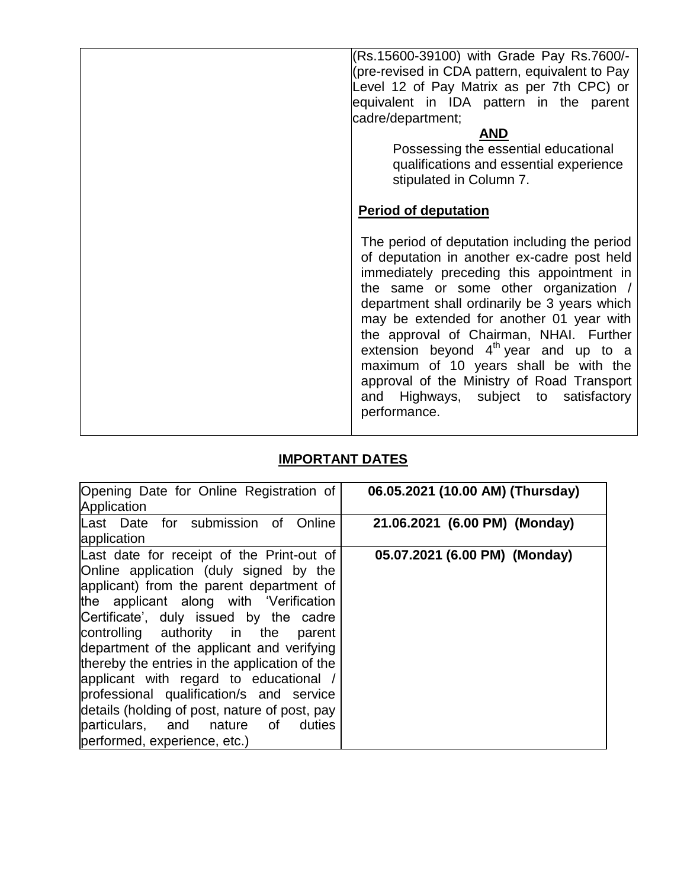| | (Rs.15600-39100) with Grade Pay Rs.7600/- (pre-revised in CDA pattern, equivalent to Pay Level 12 of Pay Matrix as per 7th CPC) or equivalent in IDA pattern in the parent cadre/department;<br><br>**AND**<br><br>Possessing the essential educational qualifications and essential experience stipulated in Column 7.<br><br>**Period of deputation**<br><br>The period of deputation including the period of deputation in another ex-cadre post held immediately preceding this appointment in the same or some other organization / department shall ordinarily be 3 years which may be extended for another 01 year with the approval of Chairman, NHAI. Further extension beyond 4th year and up to a maximum of 10 years shall be with the approval of the Ministry of Road Transport and Highways, subject to satisfactory performance. |
|---|---|

## IMPORTANT DATES

| | |
|---|---|
| Opening Date for Online Registration of Application | **06.05.2021 (10.00 AM) (Thursday)** |
| Last Date for submission of Online application | **21.06.2021 (6.00 PM) (Monday)** |
| Last date for receipt of the Print-out of Online application (duly signed by the applicant) from the parent department of the applicant along with 'Verification Certificate', duly issued by the cadre controlling authority in the parent department of the applicant and verifying thereby the entries in the application of the applicant with regard to educational / professional qualification/s and service details (holding of post, nature of post, pay particulars, and nature of duties performed, experience, etc.) | **05.07.2021 (6.00 PM) (Monday)** |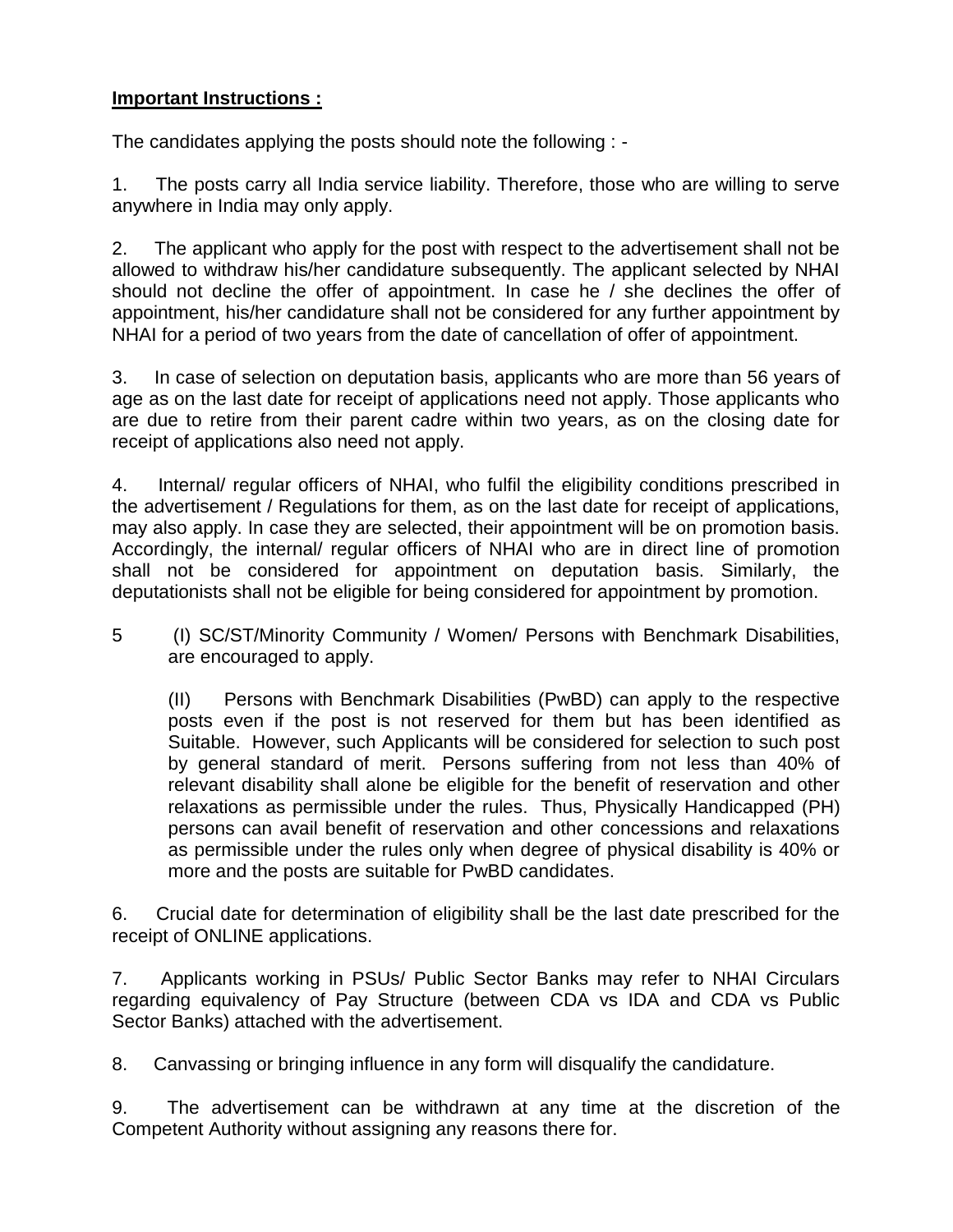**Important Instructions :**

The candidates applying the posts should note the following : -

1. The posts carry all India service liability. Therefore, those who are willing to serve anywhere in India may only apply.

2. The applicant who apply for the post with respect to the advertisement shall not be allowed to withdraw his/her candidature subsequently. The applicant selected by NHAI should not decline the offer of appointment. In case he / she declines the offer of appointment, his/her candidature shall not be considered for any further appointment by NHAI for a period of two years from the date of cancellation of offer of appointment.

3. In case of selection on deputation basis, applicants who are more than 56 years of age as on the last date for receipt of applications need not apply. Those applicants who are due to retire from their parent cadre within two years, as on the closing date for receipt of applications also need not apply.

4. Internal/ regular officers of NHAI, who fulfil the eligibility conditions prescribed in the advertisement / Regulations for them, as on the last date for receipt of applications, may also apply. In case they are selected, their appointment will be on promotion basis. Accordingly, the internal/ regular officers of NHAI who are in direct line of promotion shall not be considered for appointment on deputation basis. Similarly, the deputationists shall not be eligible for being considered for appointment by promotion.

5 (I) SC/ST/Minority Community / Women/ Persons with Benchmark Disabilities, are encouraged to apply.

   (II) Persons with Benchmark Disabilities (PwBD) can apply to the respective posts even if the post is not reserved for them but has been identified as Suitable. However, such Applicants will be considered for selection to such post by general standard of merit. Persons suffering from not less than 40% of relevant disability shall alone be eligible for the benefit of reservation and other relaxations as permissible under the rules. Thus, Physically Handicapped (PH) persons can avail benefit of reservation and other concessions and relaxations as permissible under the rules only when degree of physical disability is 40% or more and the posts are suitable for PwBD candidates.

6. Crucial date for determination of eligibility shall be the last date prescribed for the receipt of ONLINE applications.

7. Applicants working in PSUs/ Public Sector Banks may refer to NHAI Circulars regarding equivalency of Pay Structure (between CDA vs IDA and CDA vs Public Sector Banks) attached with the advertisement.

8. Canvassing or bringing influence in any form will disqualify the candidature.

9. The advertisement can be withdrawn at any time at the discretion of the Competent Authority without assigning any reasons there for.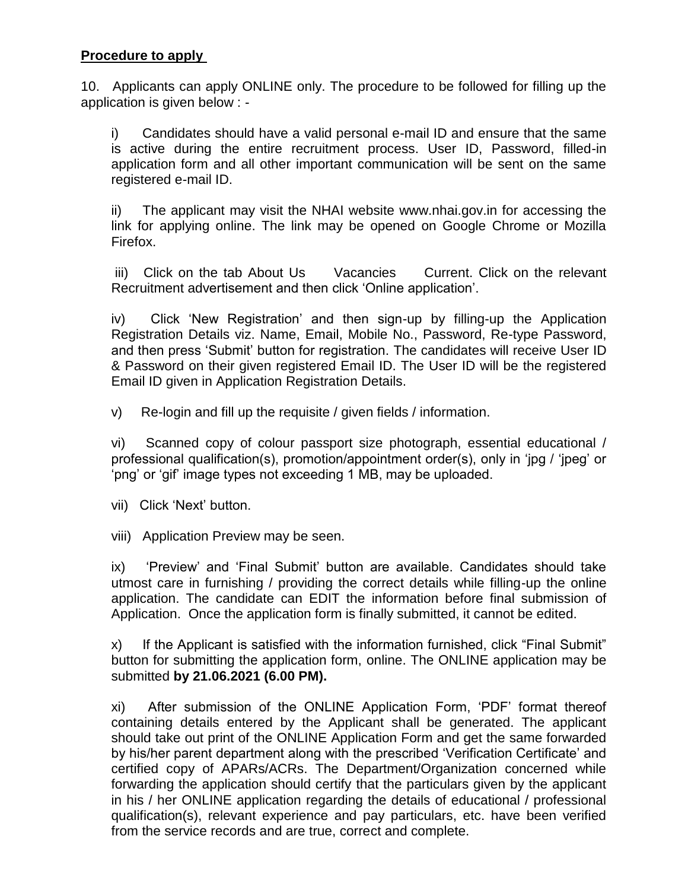## **Procedure to apply**

10. Applicants can apply ONLINE only. The procedure to be followed for filling up the application is given below : -

i) Candidates should have a valid personal e-mail ID and ensure that the same is active during the entire recruitment process. User ID, Password, filled-in application form and all other important communication will be sent on the same registered e-mail ID.

ii) The applicant may visit the NHAI website www.nhai.gov.in for accessing the link for applying online. The link may be opened on Google Chrome or Mozilla Firefox.

iii) Click on the tab About Us Vacancies Current. Click on the relevant Recruitment advertisement and then click 'Online application'.

iv) Click 'New Registration' and then sign-up by filling-up the Application Registration Details viz. Name, Email, Mobile No., Password, Re-type Password, and then press 'Submit' button for registration. The candidates will receive User ID & Password on their given registered Email ID. The User ID will be the registered Email ID given in Application Registration Details.

v) Re-login and fill up the requisite / given fields / information.

vi) Scanned copy of colour passport size photograph, essential educational / professional qualification(s), promotion/appointment order(s), only in 'jpg / 'jpeg' or 'png' or 'gif' image types not exceeding 1 MB, may be uploaded.

vii) Click 'Next' button.

viii) Application Preview may be seen.

ix) 'Preview' and 'Final Submit' button are available. Candidates should take utmost care in furnishing / providing the correct details while filling-up the online application. The candidate can EDIT the information before final submission of Application. Once the application form is finally submitted, it cannot be edited.

x) If the Applicant is satisfied with the information furnished, click "Final Submit" button for submitting the application form, online. The ONLINE application may be submitted **by 21.06.2021 (6.00 PM).**

xi) After submission of the ONLINE Application Form, 'PDF' format thereof containing details entered by the Applicant shall be generated. The applicant should take out print of the ONLINE Application Form and get the same forwarded by his/her parent department along with the prescribed 'Verification Certificate' and certified copy of APARs/ACRs. The Department/Organization concerned while forwarding the application should certify that the particulars given by the applicant in his / her ONLINE application regarding the details of educational / professional qualification(s), relevant experience and pay particulars, etc. have been verified from the service records and are true, correct and complete.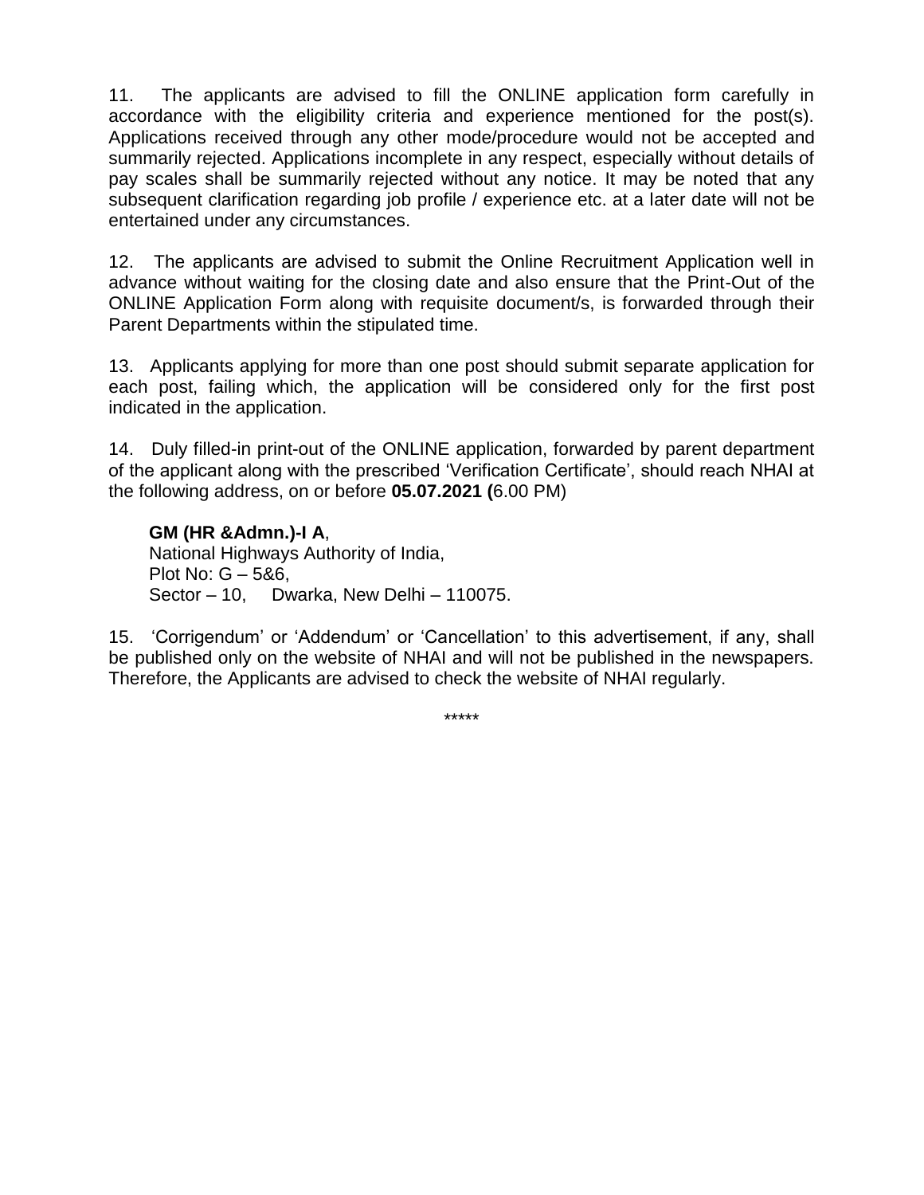11. The applicants are advised to fill the ONLINE application form carefully in accordance with the eligibility criteria and experience mentioned for the post(s). Applications received through any other mode/procedure would not be accepted and summarily rejected. Applications incomplete in any respect, especially without details of pay scales shall be summarily rejected without any notice. It may be noted that any subsequent clarification regarding job profile / experience etc. at a later date will not be entertained under any circumstances.

12. The applicants are advised to submit the Online Recruitment Application well in advance without waiting for the closing date and also ensure that the Print-Out of the ONLINE Application Form along with requisite document/s, is forwarded through their Parent Departments within the stipulated time.

13. Applicants applying for more than one post should submit separate application for each post, failing which, the application will be considered only for the first post indicated in the application.

14. Duly filled-in print-out of the ONLINE application, forwarded by parent department of the applicant along with the prescribed 'Verification Certificate', should reach NHAI at the following address, on or before **05.07.2021 (**6.00 PM)

**GM (HR &Admn.)-I A**,
National Highways Authority of India,
Plot No: G – 5&6,
Sector – 10, Dwarka, New Delhi – 110075.

15. 'Corrigendum' or 'Addendum' or 'Cancellation' to this advertisement, if any, shall be published only on the website of NHAI and will not be published in the newspapers. Therefore, the Applicants are advised to check the website of NHAI regularly.

*****